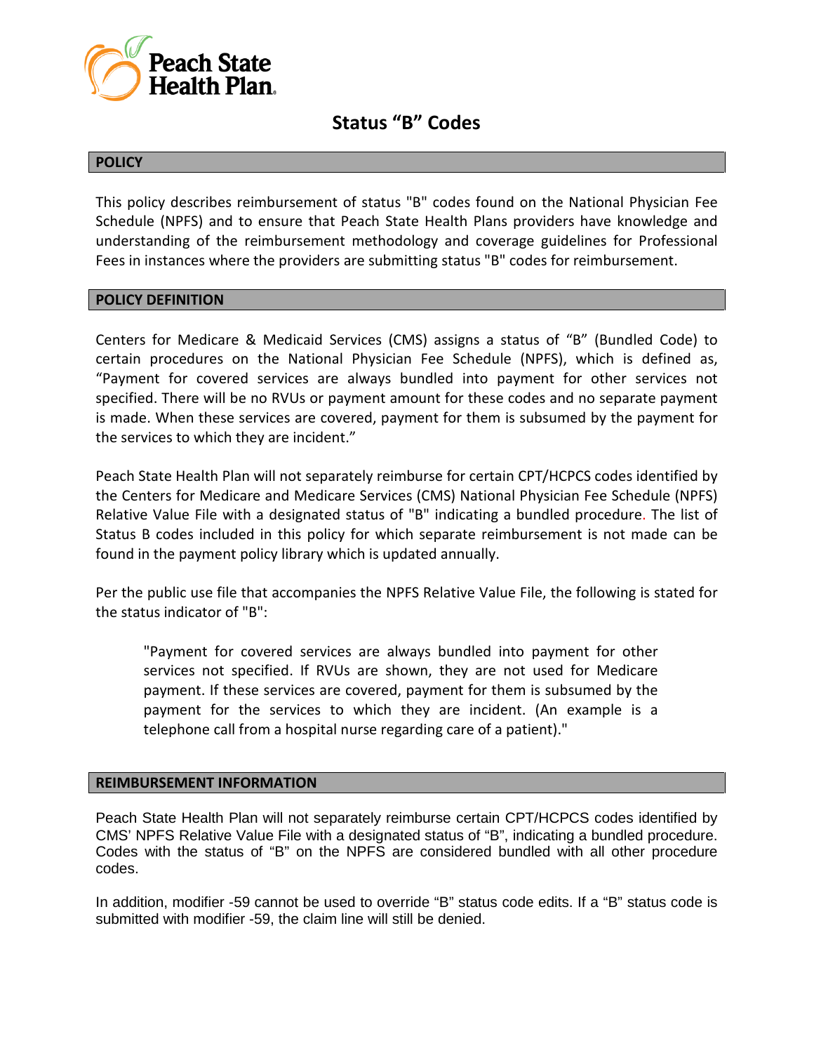Peach State Health Plan

# Status "B" Codes

## POLICY

This policy describes reimbursement of status "B" codes found on the National Physician Fee Schedule (NPFS) and to ensure that Peach State Health Plans providers have knowledge and understanding of the reimbursement methodology and coverage guidelines for Professional Fees in instances where the providers are submitting status "B" codes for reimbursement.

## POLICY DEFINITION

Centers for Medicare & Medicaid Services (CMS) assigns a status of "B" (Bundled Code) to certain procedures on the National Physician Fee Schedule (NPFS), which is defined as, "Payment for covered services are always bundled into payment for other services not specified. There will be no RVUs or payment amount for these codes and no separate payment is made. When these services are covered, payment for them is subsumed by the payment for the services to which they are incident."

Peach State Health Plan will not separately reimburse for certain CPT/HCPCS codes identified by the Centers for Medicare and Medicare Services (CMS) National Physician Fee Schedule (NPFS) Relative Value File with a designated status of "B" indicating a bundled procedure. The list of Status B codes included in this policy for which separate reimbursement is not made can be found in the payment policy library which is updated annually.

Per the public use file that accompanies the NPFS Relative Value File, the following is stated for the status indicator of "B":

> "Payment for covered services are always bundled into payment for other services not specified. If RVUs are shown, they are not used for Medicare payment. If these services are covered, payment for them is subsumed by the payment for the services to which they are incident. (An example is a telephone call from a hospital nurse regarding care of a patient)."

## REIMBURSEMENT INFORMATION

Peach State Health Plan will not separately reimburse certain CPT/HCPCS codes identified by CMS' NPFS Relative Value File with a designated status of "B", indicating a bundled procedure. Codes with the status of "B" on the NPFS are considered bundled with all other procedure codes.

In addition, modifier -59 cannot be used to override "B" status code edits. If a "B" status code is submitted with modifier -59, the claim line will still be denied.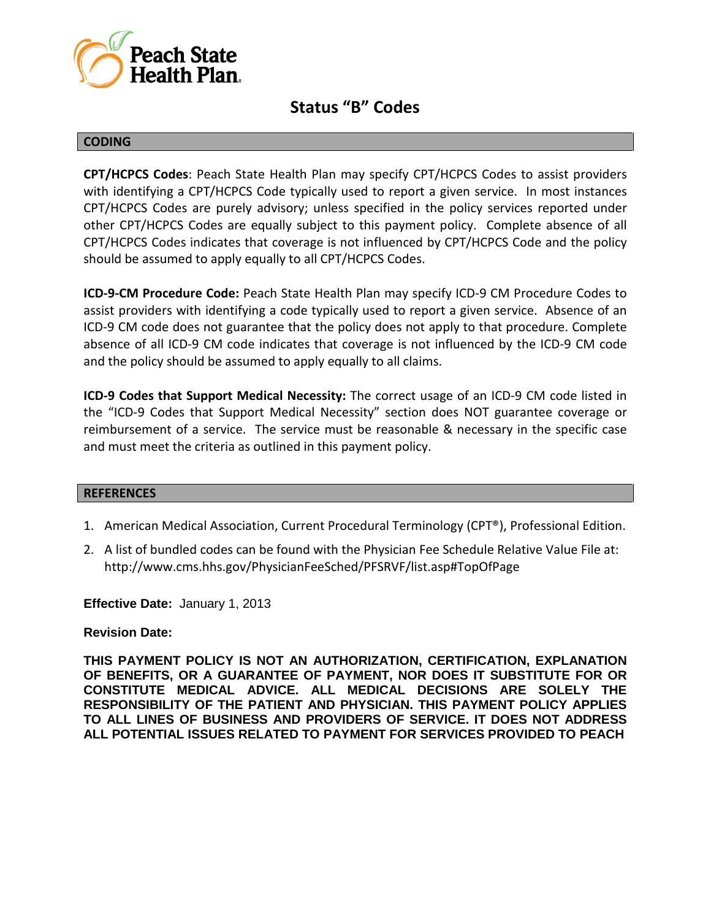# Status "B" Codes

## CODING

**CPT/HCPCS Codes**: Peach State Health Plan may specify CPT/HCPCS Codes to assist providers with identifying a CPT/HCPCS Code typically used to report a given service. In most instances CPT/HCPCS Codes are purely advisory; unless specified in the policy services reported under other CPT/HCPCS Codes are equally subject to this payment policy. Complete absence of all CPT/HCPCS Codes indicates that coverage is not influenced by CPT/HCPCS Code and the policy should be assumed to apply equally to all CPT/HCPCS Codes.

**ICD-9-CM Procedure Code:** Peach State Health Plan may specify ICD-9 CM Procedure Codes to assist providers with identifying a code typically used to report a given service. Absence of an ICD-9 CM code does not guarantee that the policy does not apply to that procedure. Complete absence of all ICD-9 CM code indicates that coverage is not influenced by the ICD-9 CM code and the policy should be assumed to apply equally to all claims.

**ICD-9 Codes that Support Medical Necessity:** The correct usage of an ICD-9 CM code listed in the "ICD-9 Codes that Support Medical Necessity" section does NOT guarantee coverage or reimbursement of a service. The service must be reasonable & necessary in the specific case and must meet the criteria as outlined in this payment policy.

## REFERENCES

1. American Medical Association, Current Procedural Terminology (CPT®), Professional Edition.
2. A list of bundled codes can be found with the Physician Fee Schedule Relative Value File at: http://www.cms.hhs.gov/PhysicianFeeSched/PFSRVF/list.asp#TopOfPage

**Effective Date:** January 1, 2013

**Revision Date:**

**THIS PAYMENT POLICY IS NOT AN AUTHORIZATION, CERTIFICATION, EXPLANATION OF BENEFITS, OR A GUARANTEE OF PAYMENT, NOR DOES IT SUBSTITUTE FOR OR CONSTITUTE MEDICAL ADVICE. ALL MEDICAL DECISIONS ARE SOLELY THE RESPONSIBILITY OF THE PATIENT AND PHYSICIAN. THIS PAYMENT POLICY APPLIES TO ALL LINES OF BUSINESS AND PROVIDERS OF SERVICE. IT DOES NOT ADDRESS ALL POTENTIAL ISSUES RELATED TO PAYMENT FOR SERVICES PROVIDED TO PEACH**